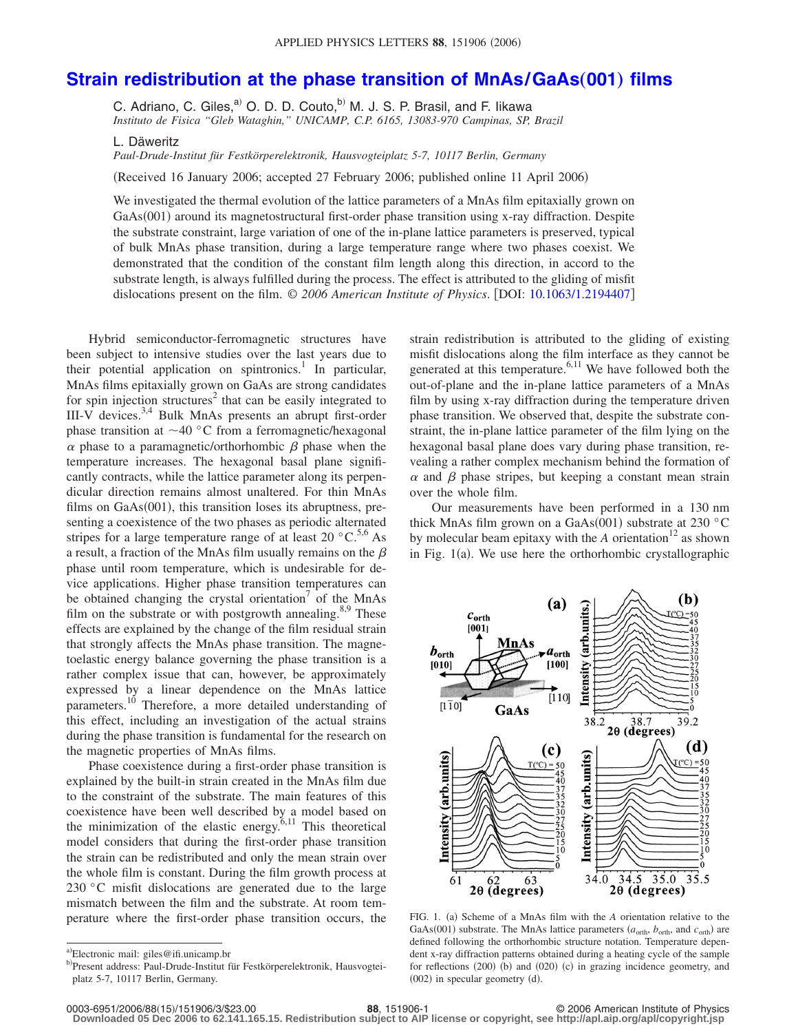# Strain redistribution at the phase transition of MnAs/GaAs(001) films

C. Adriano, C. Giles,[a] O. D. D. Couto,[b] M. J. S. P. Brasil, and F. Iikawa
*Instituto de Fisica "Gleb Wataghin," UNICAMP, C.P. 6165, 13083-970 Campinas, SP, Brazil*

L. Däweritz
*Paul-Drude-Institut für Festkörperelektronik, Hausvogteiplatz 5-7, 10117 Berlin, Germany*

(Received 16 January 2006; accepted 27 February 2006; published online 11 April 2006)

We investigated the thermal evolution of the lattice parameters of a MnAs film epitaxially grown on GaAs(001) around its magnetostructural first-order phase transition using x-ray diffraction. Despite the substrate constraint, large variation of one of the in-plane lattice parameters is preserved, typical of bulk MnAs phase transition, during a large temperature range where two phases coexist. We demonstrated that the condition of the constant film length along this direction, in accord to the substrate length, is always fulfilled during the process. The effect is attributed to the gliding of misfit dislocations present on the film. © *2006 American Institute of Physics*. [DOI: 10.1063/1.2194407]

Hybrid semiconductor-ferromagnetic structures have been subject to intensive studies over the last years due to their potential application on spintronics.[1] In particular, MnAs films epitaxially grown on GaAs are strong candidates for spin injection structures[2] that can be easily integrated to III-V devices.[3,4] Bulk MnAs presents an abrupt first-order phase transition at ~40 °C from a ferromagnetic/hexagonal $\alpha$ phase to a paramagnetic/orthorhombic $\beta$ phase when the temperature increases. The hexagonal basal plane significantly contracts, while the lattice parameter along its perpendicular direction remains almost unaltered. For thin MnAs films on GaAs(001), this transition loses its abruptness, presenting a coexistence of the two phases as periodic alternated stripes for a large temperature range of at least 20 °C.[5,6] As a result, a fraction of the MnAs film usually remains on the $\beta$ phase until room temperature, which is undesirable for device applications. Higher phase transition temperatures can be obtained changing the crystal orientation[7] of the MnAs film on the substrate or with postgrowth annealing.[8,9] These effects are explained by the change of the film residual strain that strongly affects the MnAs phase transition. The magnetoelastic energy balance governing the phase transition is a rather complex issue that can, however, be approximately expressed by a linear dependence on the MnAs lattice parameters.[10] Therefore, a more detailed understanding of this effect, including an investigation of the actual strains during the phase transition is fundamental for the research on the magnetic properties of MnAs films.

Phase coexistence during a first-order phase transition is explained by the built-in strain created in the MnAs film due to the constraint of the substrate. The main features of this coexistence have been well described by a model based on the minimization of the elastic energy.[6,11] This theoretical model considers that during the first-order phase transition the strain can be redistributed and only the mean strain over the whole film is constant. During the film growth process at 230 °C misfit dislocations are generated due to the large mismatch between the film and the substrate. At room temperature where the first-order phase transition occurs, the strain redistribution is attributed to the gliding of existing misfit dislocations along the film interface as they cannot be generated at this temperature.[6,11] We have followed both the out-of-plane and the in-plane lattice parameters of a MnAs film by using x-ray diffraction during the temperature driven phase transition. We observed that, despite the substrate constraint, the in-plane lattice parameter of the film lying on the hexagonal basal plane does vary during phase transition, revealing a rather complex mechanism behind the formation of $\alpha$ and $\beta$ phase stripes, but keeping a constant mean strain over the whole film.

Our measurements have been performed in a 130 nm thick MnAs film grown on a GaAs(001) substrate at 230 °C by molecular beam epitaxy with the *A* orientation[12] as shown in Fig. 1(a). We use here the orthorhombic crystallographic

FIG. 1. (a) Scheme of a MnAs film with the *A* orientation relative to the GaAs(001) substrate. The MnAs lattice parameters ($a_{\mathrm{orth}}$, $b_{\mathrm{orth}}$, and $c_{\mathrm{orth}}$) are defined following the orthorhombic structure notation. Temperature dependent x-ray diffraction patterns obtained during a heating cycle of the sample for reflections (200) (b) and (020) (c) in grazing incidence geometry, and (002) in specular geometry (d).

---

[a] Electronic mail: giles@ifi.unicamp.br

[b] Present address: Paul-Drude-Institut für Festkörperelektronik, Hausvogteiplatz 5-7, 10117 Berlin, Germany.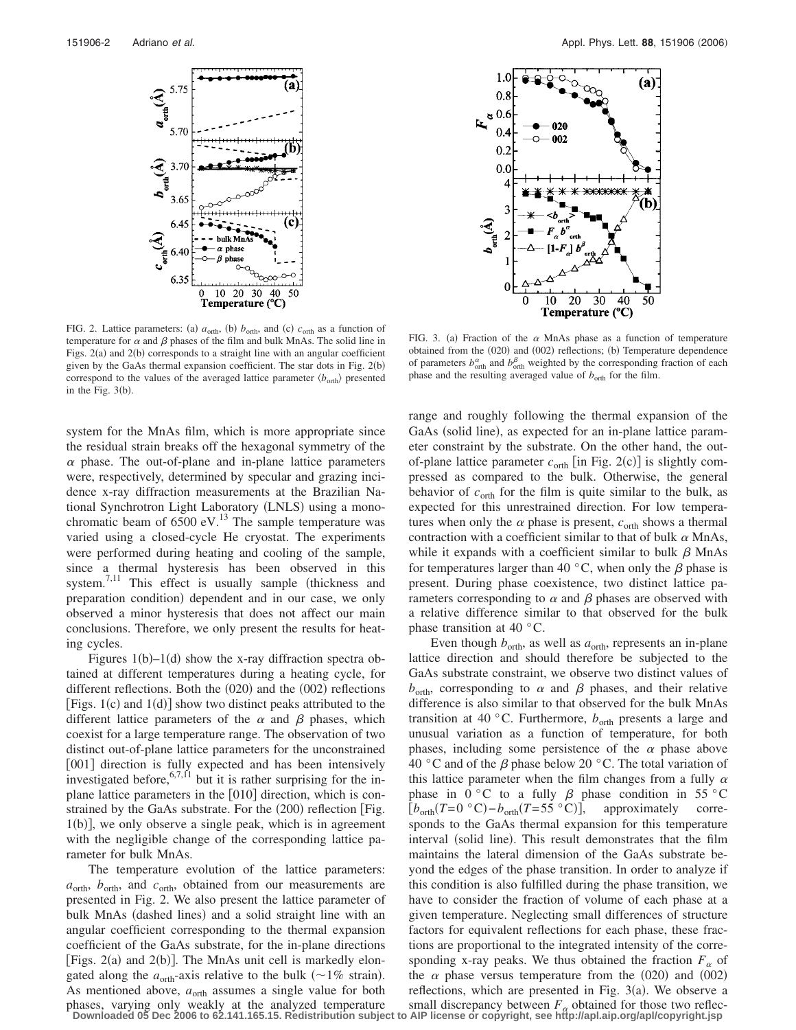FIG. 2. Lattice parameters: (a) $a_{orth}$, (b) $b_{orth}$, and (c) $c_{orth}$ as a function of temperature for $\alpha$ and $\beta$ phases of the film and bulk MnAs. The solid line in Figs. 2(a) and 2(b) corresponds to a straight line with an angular coefficient given by the GaAs thermal expansion coefficient. The star dots in Fig. 2(b) correspond to the values of the averaged lattice parameter $\langle b_{orth} \rangle$ presented in the Fig. 3(b).

FIG. 3. (a) Fraction of the $\alpha$ MnAs phase as a function of temperature obtained from the (020) and (002) reflections; (b) Temperature dependence of parameters $b^{\alpha}_{orth}$ and $b^{\beta}_{orth}$ weighted by the corresponding fraction of each phase and the resulting averaged value of $b_{orth}$ for the film.

system for the MnAs film, which is more appropriate since the residual strain breaks off the hexagonal symmetry of the $\alpha$ phase. The out-of-plane and in-plane lattice parameters were, respectively, determined by specular and grazing incidence x-ray diffraction measurements at the Brazilian National Synchrotron Light Laboratory (LNLS) using a monochromatic beam of 6500 eV.[13] The sample temperature was varied using a closed-cycle He cryostat. The experiments were performed during heating and cooling of the sample, since a thermal hysteresis has been observed in this system.[7,11] This effect is usually sample (thickness and preparation condition) dependent and in our case, we only observed a minor hysteresis that does not affect our main conclusions. Therefore, we only present the results for heating cycles.

Figures 1(b)–1(d) show the x-ray diffraction spectra obtained at different temperatures during a heating cycle, for different reflections. Both the (020) and the (002) reflections [Figs. 1(c) and 1(d)] show two distinct peaks attributed to the different lattice parameters of the $\alpha$ and $\beta$ phases, which coexist for a large temperature range. The observation of two distinct out-of-plane lattice parameters for the unconstrained [001] direction is fully expected and has been intensively investigated before,[6,7,11] but it is rather surprising for the in-plane lattice parameters in the [010] direction, which is constrained by the GaAs substrate. For the (200) reflection [Fig. 1(b)], we only observe a single peak, which is in agreement with the negligible change of the corresponding lattice parameter for bulk MnAs.

The temperature evolution of the lattice parameters: $a_{orth}$, $b_{orth}$, and $c_{orth}$, obtained from our measurements are presented in Fig. 2. We also present the lattice parameter of bulk MnAs (dashed lines) and a solid straight line with an angular coefficient corresponding to the thermal expansion coefficient of the GaAs substrate, for the in-plane directions [Figs. 2(a) and 2(b)]. The MnAs unit cell is markedly elongated along the $a_{orth}$-axis relative to the bulk (~1% strain). As mentioned above, $a_{orth}$ assumes a single value for both phases, varying only weakly at the analyzed temperature range and roughly following the thermal expansion of the GaAs (solid line), as expected for an in-plane lattice parameter constraint by the substrate. On the other hand, the out-of-plane lattice parameter $c_{orth}$ [in Fig. 2(c)] is slightly compressed as compared to the bulk. Otherwise, the general behavior of $c_{orth}$ for the film is quite similar to the bulk, as expected for this unrestrained direction. For low temperatures when only the $\alpha$ phase is present, $c_{orth}$ shows a thermal contraction with a coefficient similar to that of bulk $\alpha$ MnAs, while it expands with a coefficient similar to bulk $\beta$ MnAs for temperatures larger than 40 °C, when only the $\beta$ phase is present. During phase coexistence, two distinct lattice parameters corresponding to $\alpha$ and $\beta$ phases are observed with a relative difference similar to that observed for the bulk phase transition at 40 °C.

Even though $b_{orth}$, as well as $a_{orth}$, represents an in-plane lattice direction and should therefore be subjected to the GaAs substrate constraint, we observe two distinct values of $b_{orth}$, corresponding to $\alpha$ and $\beta$ phases, and their relative difference is also similar to that observed for the bulk MnAs transition at 40 °C. Furthermore, $b_{orth}$ presents a large and unusual variation as a function of temperature, for both phases, including some persistence of the $\alpha$ phase above 40 °C and of the $\beta$ phase below 20 °C. The total variation of this lattice parameter when the film changes from a fully $\alpha$ phase in 0 °C to a fully $\beta$ phase condition in 55 °C [$b_{orth}(T=0\ °C)-b_{orth}(T=55\ °C)$], approximately corresponds to the GaAs thermal expansion for this temperature interval (solid line). This result demonstrates that the film maintains the lateral dimension of the GaAs substrate beyond the edges of the phase transition. In order to analyze if this condition is also fulfilled during the phase transition, we have to consider the fraction of volume of each phase at a given temperature. Neglecting small differences of structure factors for equivalent reflections for each phase, these fractions are proportional to the integrated intensity of the corresponding x-ray peaks. We thus obtained the fraction $F_{\alpha}$ of the $\alpha$ phase versus temperature from the (020) and (002) reflections, which are presented in Fig. 3(a). We observe a small discrepancy between $F_{\alpha}$ obtained for those two reflec-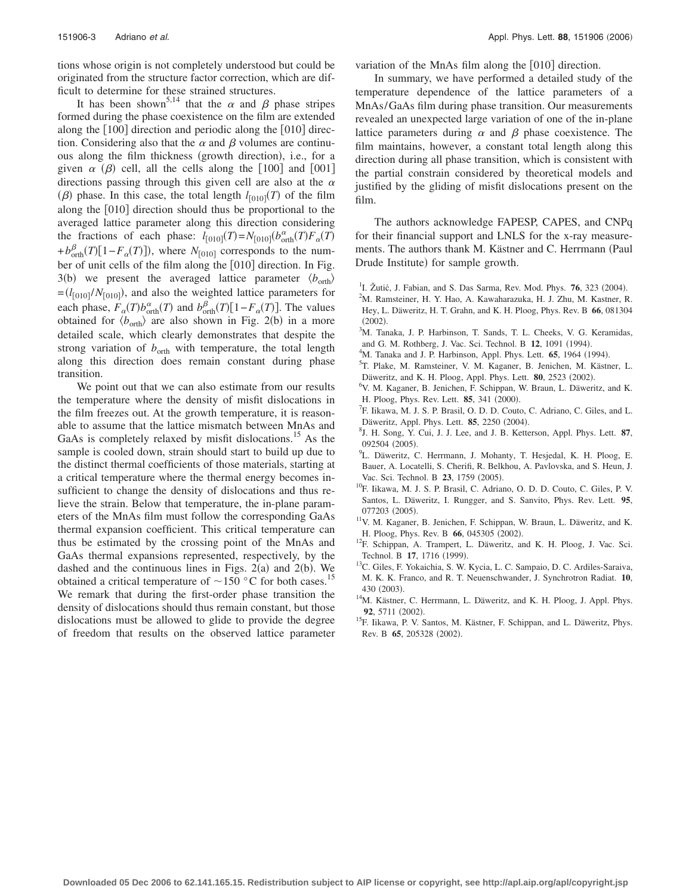tions whose origin is not completely understood but could be originated from the structure factor correction, which are difficult to determine for these strained structures.

It has been shown[5,14] that the $\alpha$ and $\beta$ phase stripes formed during the phase coexistence on the film are extended along the [100] direction and periodic along the [010] direction. Considering also that the $\alpha$ and $\beta$ volumes are continuous along the film thickness (growth direction), i.e., for a given $\alpha$ ($\beta$) cell, all the cells along the [100] and [001] directions passing through this given cell are also at the $\alpha$ ($\beta$) phase. In this case, the total length $l_{[010]}(T)$ of the film along the [010] direction should thus be proportional to the averaged lattice parameter along this direction considering the fractions of each phase: $l_{[010]}(T)=N_{[010]}(b^{\alpha}_{\text{orth}}(T)F_{\alpha}(T)+b^{\beta}_{\text{orth}}(T)[1-F_{\alpha}(T)])$, where $N_{[010]}$ corresponds to the number of unit cells of the film along the [010] direction. In Fig. 3(b) we present the averaged lattice parameter $\langle b_{\text{orth}}\rangle=(l_{[010]}/N_{[010]})$, and also the weighted lattice parameters for each phase, $F_{\alpha}(T)b^{\alpha}_{\text{orth}}(T)$ and $b^{\beta}_{\text{orth}}(T)[1-F_{\alpha}(T)]$. The values obtained for $\langle b_{\text{orth}}\rangle$ are also shown in Fig. 2(b) in a more detailed scale, which clearly demonstrates that despite the strong variation of $b_{\text{orth}}$ with temperature, the total length along this direction does remain constant during phase transition.

We point out that we can also estimate from our results the temperature where the density of misfit dislocations in the film freezes out. At the growth temperature, it is reasonable to assume that the lattice mismatch between MnAs and GaAs is completely relaxed by misfit dislocations.[15] As the sample is cooled down, strain should start to build up due to the distinct thermal coefficients of those materials, starting at a critical temperature where the thermal energy becomes insufficient to change the density of dislocations and thus relieve the strain. Below that temperature, the in-plane parameters of the MnAs film must follow the corresponding GaAs thermal expansion coefficient. This critical temperature can thus be estimated by the crossing point of the MnAs and GaAs thermal expansions represented, respectively, by the dashed and the continuous lines in Figs. 2(a) and 2(b). We obtained a critical temperature of $\sim$150 °C for both cases.[15] We remark that during the first-order phase transition the density of dislocations should thus remain constant, but those dislocations must be allowed to glide to provide the degree of freedom that results on the observed lattice parameter variation of the MnAs film along the [010] direction.

In summary, we have performed a detailed study of the temperature dependence of the lattice parameters of a MnAs/GaAs film during phase transition. Our measurements revealed an unexpected large variation of one of the in-plane lattice parameters during $\alpha$ and $\beta$ phase coexistence. The film maintains, however, a constant total length along this direction during all phase transition, which is consistent with the partial constrain considered by theoretical models and justified by the gliding of misfit dislocations present on the film.

The authors acknowledge FAPESP, CAPES, and CNPq for their financial support and LNLS for the x-ray measurements. The authors thank M. Kästner and C. Herrmann (Paul Drude Institute) for sample growth.

[1] I. Žutić, J. Fabian, and S. Das Sarma, Rev. Mod. Phys. **76**, 323 (2004).
[2] M. Ramsteiner, H. Y. Hao, A. Kawaharazuka, H. J. Zhu, M. Kastner, R. Hey, L. Däweritz, H. T. Grahn, and K. H. Ploog, Phys. Rev. B **66**, 081304 (2002).
[3] M. Tanaka, J. P. Harbinson, T. Sands, T. L. Cheeks, V. G. Keramidas, and G. M. Rothberg, J. Vac. Sci. Technol. B **12**, 1091 (1994).
[4] M. Tanaka and J. P. Harbinson, Appl. Phys. Lett. **65**, 1964 (1994).
[5] T. Plake, M. Ramsteiner, V. M. Kaganer, B. Jenichen, M. Kästner, L. Däweritz, and K. H. Ploog, Appl. Phys. Lett. **80**, 2523 (2002).
[6] V. M. Kaganer, B. Jenichen, F. Schippan, W. Braun, L. Däweritz, and K. H. Ploog, Phys. Rev. Lett. **85**, 341 (2000).
[7] F. Iikawa, M. J. S. P. Brasil, O. D. D. Couto, C. Adriano, C. Giles, and L. Däweritz, Appl. Phys. Lett. **85**, 2250 (2004).
[8] J. H. Song, Y. Cui, J. J. Lee, and J. B. Ketterson, Appl. Phys. Lett. **87**, 092504 (2005).
[9] L. Däweritz, C. Herrmann, J. Mohanty, T. Hesjedal, K. H. Ploog, E. Bauer, A. Locatelli, S. Cherifi, R. Belkhou, A. Pavlovska, and S. Heun, J. Vac. Sci. Technol. B **23**, 1759 (2005).
[10] F. Iikawa, M. J. S. P. Brasil, C. Adriano, O. D. D. Couto, C. Giles, P. V. Santos, L. Däweritz, I. Rungger, and S. Sanvito, Phys. Rev. Lett. **95**, 077203 (2005).
[11] V. M. Kaganer, B. Jenichen, F. Schippan, W. Braun, L. Däweritz, and K. H. Ploog, Phys. Rev. B **66**, 045305 (2002).
[12] F. Schippan, A. Trampert, L. Däweritz, and K. H. Ploog, J. Vac. Sci. Technol. B **17**, 1716 (1999).
[13] C. Giles, F. Yokaichia, S. W. Kycia, L. C. Sampaio, D. C. Ardiles-Saraiva, M. K. K. Franco, and R. T. Neuenschwander, J. Synchrotron Radiat. **10**, 430 (2003).
[14] M. Kästner, C. Herrmann, L. Däweritz, and K. H. Ploog, J. Appl. Phys. **92**, 5711 (2002).
[15] F. Iikawa, P. V. Santos, M. Kästner, F. Schippan, and L. Däweritz, Phys. Rev. B **65**, 205328 (2002).